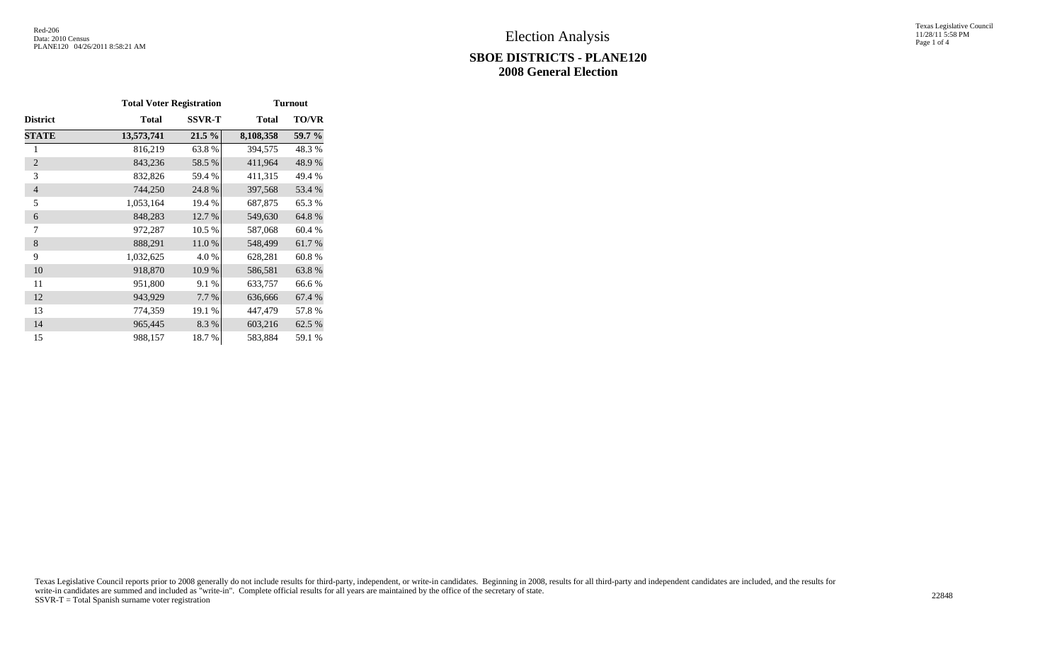Red-206
Data: 2010 Census
PLANE120 04/26/2011 8:58:21 AM

# Election Analysis

## SBOE DISTRICTS - PLANE120
## 2008 General Election

| | Total Voter Registration | | Turnout | |
|---|---|---|---|---|
| **District** | **Total** | **SSVR-T** | **Total** | **TO/VR** |
| **STATE** | **13,573,741** | **21.5 %** | **8,108,358** | **59.7 %** |
| 1 | 816,219 | 63.8 % | 394,575 | 48.3 % |
| 2 | 843,236 | 58.5 % | 411,964 | 48.9 % |
| 3 | 832,826 | 59.4 % | 411,315 | 49.4 % |
| 4 | 744,250 | 24.8 % | 397,568 | 53.4 % |
| 5 | 1,053,164 | 19.4 % | 687,875 | 65.3 % |
| 6 | 848,283 | 12.7 % | 549,630 | 64.8 % |
| 7 | 972,287 | 10.5 % | 587,068 | 60.4 % |
| 8 | 888,291 | 11.0 % | 548,499 | 61.7 % |
| 9 | 1,032,625 | 4.0 % | 628,281 | 60.8 % |
| 10 | 918,870 | 10.9 % | 586,581 | 63.8 % |
| 11 | 951,800 | 9.1 % | 633,757 | 66.6 % |
| 12 | 943,929 | 7.7 % | 636,666 | 67.4 % |
| 13 | 774,359 | 19.1 % | 447,479 | 57.8 % |
| 14 | 965,445 | 8.3 % | 603,216 | 62.5 % |
| 15 | 988,157 | 18.7 % | 583,884 | 59.1 % |

Texas Legislative Council reports prior to 2008 generally do not include results for third-party, independent, or write-in candidates. Beginning in 2008, results for all third-party and independent candidates are included, and the results for write-in candidates are summed and included as "write-in". Complete official results for all years are maintained by the office of the secretary of state.
SSVR-T = Total Spanish surname voter registration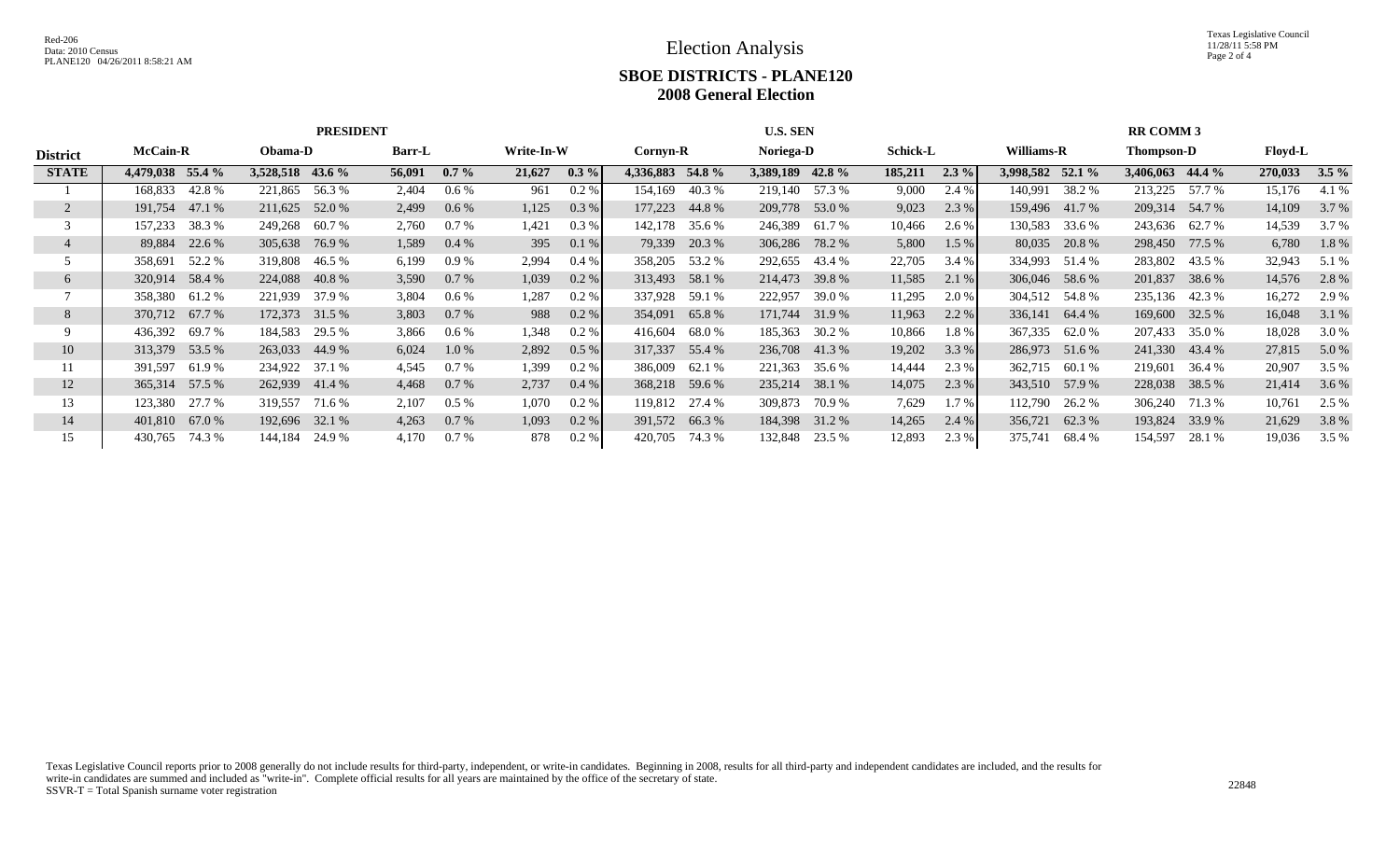# Election Analysis

## SBOE DISTRICTS - PLANE120
## 2008 General Election

| District | PRESIDENT | | | | | | | | U.S. SEN | | | | | | RR COMM 3 | | | | | |
|---|---|---|---|---|---|---|---|---|---|---|---|---|---|---|---|---|---|---|---|---|
| | McCain-R | | Obama-D | | Barr-L | | Write-In-W | | Cornyn-R | | Noriega-D | | Schick-L | | Williams-R | | Thompson-D | | Floyd-L | |
| **STATE** | **4,479,038** | **55.4 %** | **3,528,518** | **43.6 %** | **56,091** | **0.7 %** | **21,627** | **0.3 %** | **4,336,883** | **54.8 %** | **3,389,189** | **42.8 %** | **185,211** | **2.3 %** | **3,998,582** | **52.1 %** | **3,406,063** | **44.4 %** | **270,033** | **3.5 %** |
| 1 | 168,833 | 42.8 % | 221,865 | 56.3 % | 2,404 | 0.6 % | 961 | 0.2 % | 154,169 | 40.3 % | 219,140 | 57.3 % | 9,000 | 2.4 % | 140,991 | 38.2 % | 213,225 | 57.7 % | 15,176 | 4.1 % |
| 2 | 191,754 | 47.1 % | 211,625 | 52.0 % | 2,499 | 0.6 % | 1,125 | 0.3 % | 177,223 | 44.8 % | 209,778 | 53.0 % | 9,023 | 2.3 % | 159,496 | 41.7 % | 209,314 | 54.7 % | 14,109 | 3.7 % |
| 3 | 157,233 | 38.3 % | 249,268 | 60.7 % | 2,760 | 0.7 % | 1,421 | 0.3 % | 142,178 | 35.6 % | 246,389 | 61.7 % | 10,466 | 2.6 % | 130,583 | 33.6 % | 243,636 | 62.7 % | 14,539 | 3.7 % |
| 4 | 89,884 | 22.6 % | 305,638 | 76.9 % | 1,589 | 0.4 % | 395 | 0.1 % | 79,339 | 20.3 % | 306,286 | 78.2 % | 5,800 | 1.5 % | 80,035 | 20.8 % | 298,450 | 77.5 % | 6,780 | 1.8 % |
| 5 | 358,691 | 52.2 % | 319,808 | 46.5 % | 6,199 | 0.9 % | 2,994 | 0.4 % | 358,205 | 53.2 % | 292,655 | 43.4 % | 22,705 | 3.4 % | 334,993 | 51.4 % | 283,802 | 43.5 % | 32,943 | 5.1 % |
| 6 | 320,914 | 58.4 % | 224,088 | 40.8 % | 3,590 | 0.7 % | 1,039 | 0.2 % | 313,493 | 58.1 % | 214,473 | 39.8 % | 11,585 | 2.1 % | 306,046 | 58.6 % | 201,837 | 38.6 % | 14,576 | 2.8 % |
| 7 | 358,380 | 61.2 % | 221,939 | 37.9 % | 3,804 | 0.6 % | 1,287 | 0.2 % | 337,928 | 59.1 % | 222,957 | 39.0 % | 11,295 | 2.0 % | 304,512 | 54.8 % | 235,136 | 42.3 % | 16,272 | 2.9 % |
| 8 | 370,712 | 67.7 % | 172,373 | 31.5 % | 3,803 | 0.7 % | 988 | 0.2 % | 354,091 | 65.8 % | 171,744 | 31.9 % | 11,963 | 2.2 % | 336,141 | 64.4 % | 169,600 | 32.5 % | 16,048 | 3.1 % |
| 9 | 436,392 | 69.7 % | 184,583 | 29.5 % | 3,866 | 0.6 % | 1,348 | 0.2 % | 416,604 | 68.0 % | 185,363 | 30.2 % | 10,866 | 1.8 % | 367,335 | 62.0 % | 207,433 | 35.0 % | 18,028 | 3.0 % |
| 10 | 313,379 | 53.5 % | 263,033 | 44.9 % | 6,024 | 1.0 % | 2,892 | 0.5 % | 317,337 | 55.4 % | 236,708 | 41.3 % | 19,202 | 3.3 % | 286,973 | 51.6 % | 241,330 | 43.4 % | 27,815 | 5.0 % |
| 11 | 391,597 | 61.9 % | 234,922 | 37.1 % | 4,545 | 0.7 % | 1,399 | 0.2 % | 386,009 | 62.1 % | 221,363 | 35.6 % | 14,444 | 2.3 % | 362,715 | 60.1 % | 219,601 | 36.4 % | 20,907 | 3.5 % |
| 12 | 365,314 | 57.5 % | 262,939 | 41.4 % | 4,468 | 0.7 % | 2,737 | 0.4 % | 368,218 | 59.6 % | 235,214 | 38.1 % | 14,075 | 2.3 % | 343,510 | 57.9 % | 228,038 | 38.5 % | 21,414 | 3.6 % |
| 13 | 123,380 | 27.7 % | 319,557 | 71.6 % | 2,107 | 0.5 % | 1,070 | 0.2 % | 119,812 | 27.4 % | 309,873 | 70.9 % | 7,629 | 1.7 % | 112,790 | 26.2 % | 306,240 | 71.3 % | 10,761 | 2.5 % |
| 14 | 401,810 | 67.0 % | 192,696 | 32.1 % | 4,263 | 0.7 % | 1,093 | 0.2 % | 391,572 | 66.3 % | 184,398 | 31.2 % | 14,265 | 2.4 % | 356,721 | 62.3 % | 193,824 | 33.9 % | 21,629 | 3.8 % |
| 15 | 430,765 | 74.3 % | 144,184 | 24.9 % | 4,170 | 0.7 % | 878 | 0.2 % | 420,705 | 74.3 % | 132,848 | 23.5 % | 12,893 | 2.3 % | 375,741 | 68.4 % | 154,597 | 28.1 % | 19,036 | 3.5 % |

Texas Legislative Council reports prior to 2008 generally do not include results for third-party, independent, or write-in candidates. Beginning in 2008, results for all third-party and independent candidates are included, and the results for write-in candidates are summed and included as "write-in". Complete official results for all years are maintained by the office of the secretary of state.
SSVR-T = Total Spanish surname voter registration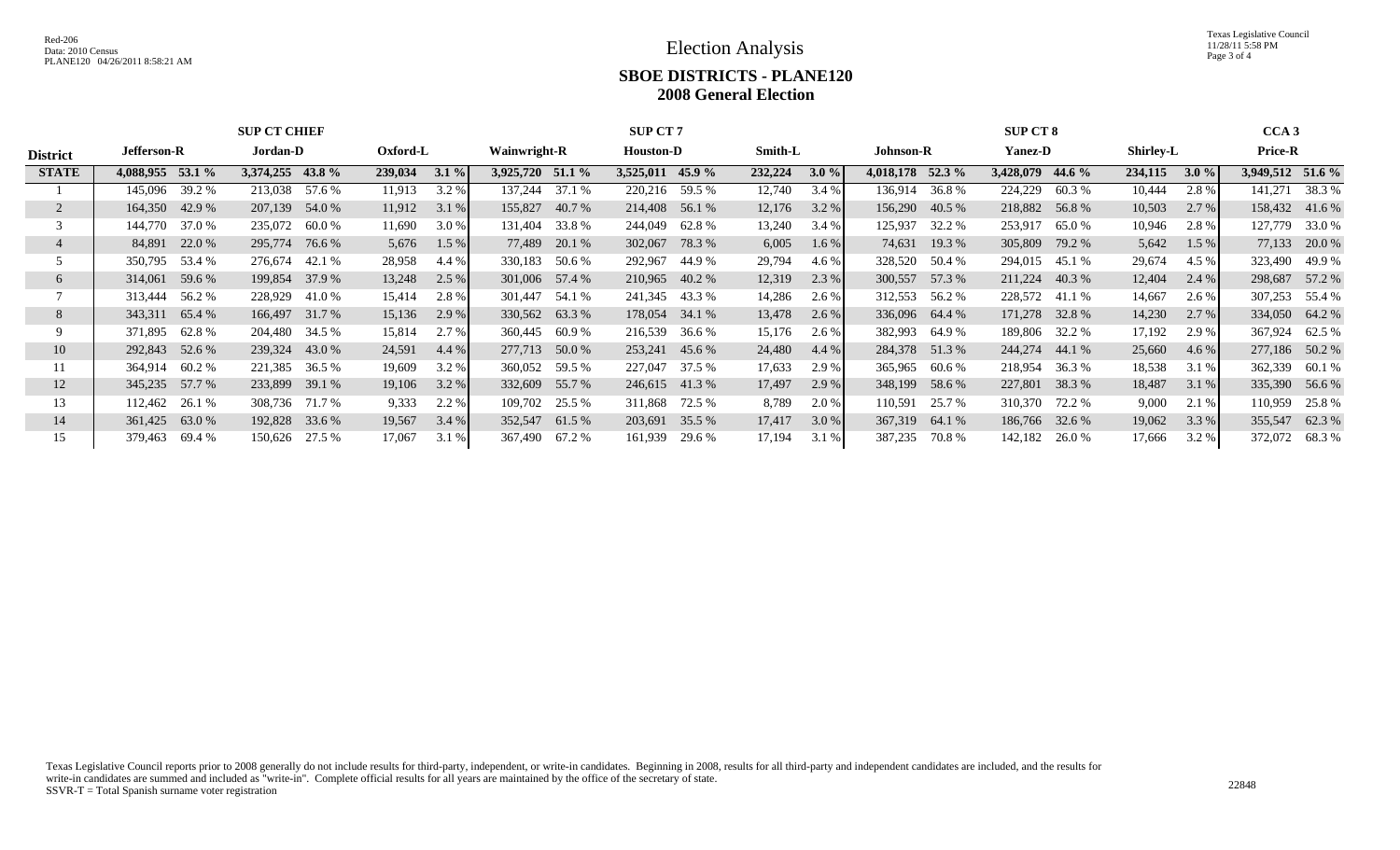# Election Analysis

## SBOE DISTRICTS - PLANE120

## 2008 General Election

| District | SUP CT CHIEF | | | | | | SUP CT 7 | | | | | | SUP CT 8 | | | | | | CCA 3 | |
|---|---|---|---|---|---|---|---|---|---|---|---|---|---|---|---|---|---|---|---|---|
| | Jefferson-R | | Jordan-D | | Oxford-L | | Wainwright-R | | Houston-D | | Smith-L | | Johnson-R | | Yanez-D | | Shirley-L | | Price-R | |
| **STATE** | **4,088,955** | **53.1 %** | **3,374,255** | **43.8 %** | **239,034** | **3.1 %** | **3,925,720** | **51.1 %** | **3,525,011** | **45.9 %** | **232,224** | **3.0 %** | **4,018,178** | **52.3 %** | **3,428,079** | **44.6 %** | **234,115** | **3.0 %** | **3,949,512** | **51.6 %** |
| 1 | 145,096 | 39.2 % | 213,038 | 57.6 % | 11,913 | 3.2 % | 137,244 | 37.1 % | 220,216 | 59.5 % | 12,740 | 3.4 % | 136,914 | 36.8 % | 224,229 | 60.3 % | 10,444 | 2.8 % | 141,271 | 38.3 % |
| 2 | 164,350 | 42.9 % | 207,139 | 54.0 % | 11,912 | 3.1 % | 155,827 | 40.7 % | 214,408 | 56.1 % | 12,176 | 3.2 % | 156,290 | 40.5 % | 218,882 | 56.8 % | 10,503 | 2.7 % | 158,432 | 41.6 % |
| 3 | 144,770 | 37.0 % | 235,072 | 60.0 % | 11,690 | 3.0 % | 131,404 | 33.8 % | 244,049 | 62.8 % | 13,240 | 3.4 % | 125,937 | 32.2 % | 253,917 | 65.0 % | 10,946 | 2.8 % | 127,779 | 33.0 % |
| 4 | 84,891 | 22.0 % | 295,774 | 76.6 % | 5,676 | 1.5 % | 77,489 | 20.1 % | 302,067 | 78.3 % | 6,005 | 1.6 % | 74,631 | 19.3 % | 305,809 | 79.2 % | 5,642 | 1.5 % | 77,133 | 20.0 % |
| 5 | 350,795 | 53.4 % | 276,674 | 42.1 % | 28,958 | 4.4 % | 330,183 | 50.6 % | 292,967 | 44.9 % | 29,794 | 4.6 % | 328,520 | 50.4 % | 294,015 | 45.1 % | 29,674 | 4.5 % | 323,490 | 49.9 % |
| 6 | 314,061 | 59.6 % | 199,854 | 37.9 % | 13,248 | 2.5 % | 301,006 | 57.4 % | 210,965 | 40.2 % | 12,319 | 2.3 % | 300,557 | 57.3 % | 211,224 | 40.3 % | 12,404 | 2.4 % | 298,687 | 57.2 % |
| 7 | 313,444 | 56.2 % | 228,929 | 41.0 % | 15,414 | 2.8 % | 301,447 | 54.1 % | 241,345 | 43.3 % | 14,286 | 2.6 % | 312,553 | 56.2 % | 228,572 | 41.1 % | 14,667 | 2.6 % | 307,253 | 55.4 % |
| 8 | 343,311 | 65.4 % | 166,497 | 31.7 % | 15,136 | 2.9 % | 330,562 | 63.3 % | 178,054 | 34.1 % | 13,478 | 2.6 % | 336,096 | 64.4 % | 171,278 | 32.8 % | 14,230 | 2.7 % | 334,050 | 64.2 % |
| 9 | 371,895 | 62.8 % | 204,480 | 34.5 % | 15,814 | 2.7 % | 360,445 | 60.9 % | 216,539 | 36.6 % | 15,176 | 2.6 % | 382,993 | 64.9 % | 189,806 | 32.2 % | 17,192 | 2.9 % | 367,924 | 62.5 % |
| 10 | 292,843 | 52.6 % | 239,324 | 43.0 % | 24,591 | 4.4 % | 277,713 | 50.0 % | 253,241 | 45.6 % | 24,480 | 4.4 % | 284,378 | 51.3 % | 244,274 | 44.1 % | 25,660 | 4.6 % | 277,186 | 50.2 % |
| 11 | 364,914 | 60.2 % | 221,385 | 36.5 % | 19,609 | 3.2 % | 360,052 | 59.5 % | 227,047 | 37.5 % | 17,633 | 2.9 % | 365,965 | 60.6 % | 218,954 | 36.3 % | 18,538 | 3.1 % | 362,339 | 60.1 % |
| 12 | 345,235 | 57.7 % | 233,899 | 39.1 % | 19,106 | 3.2 % | 332,609 | 55.7 % | 246,615 | 41.3 % | 17,497 | 2.9 % | 348,199 | 58.6 % | 227,801 | 38.3 % | 18,487 | 3.1 % | 335,390 | 56.6 % |
| 13 | 112,462 | 26.1 % | 308,736 | 71.7 % | 9,333 | 2.2 % | 109,702 | 25.5 % | 311,868 | 72.5 % | 8,789 | 2.0 % | 110,591 | 25.7 % | 310,370 | 72.2 % | 9,000 | 2.1 % | 110,959 | 25.8 % |
| 14 | 361,425 | 63.0 % | 192,828 | 33.6 % | 19,567 | 3.4 % | 352,547 | 61.5 % | 203,691 | 35.5 % | 17,417 | 3.0 % | 367,319 | 64.1 % | 186,766 | 32.6 % | 19,062 | 3.3 % | 355,547 | 62.3 % |
| 15 | 379,463 | 69.4 % | 150,626 | 27.5 % | 17,067 | 3.1 % | 367,490 | 67.2 % | 161,939 | 29.6 % | 17,194 | 3.1 % | 387,235 | 70.8 % | 142,182 | 26.0 % | 17,666 | 3.2 % | 372,072 | 68.3 % |

Texas Legislative Council reports prior to 2008 generally do not include results for third-party, independent, or write-in candidates. Beginning in 2008, results for all third-party and independent candidates are included, and the results for write-in candidates are summed and included as "write-in". Complete official results for all years are maintained by the office of the secretary of state.

SSVR-T = Total Spanish surname voter registration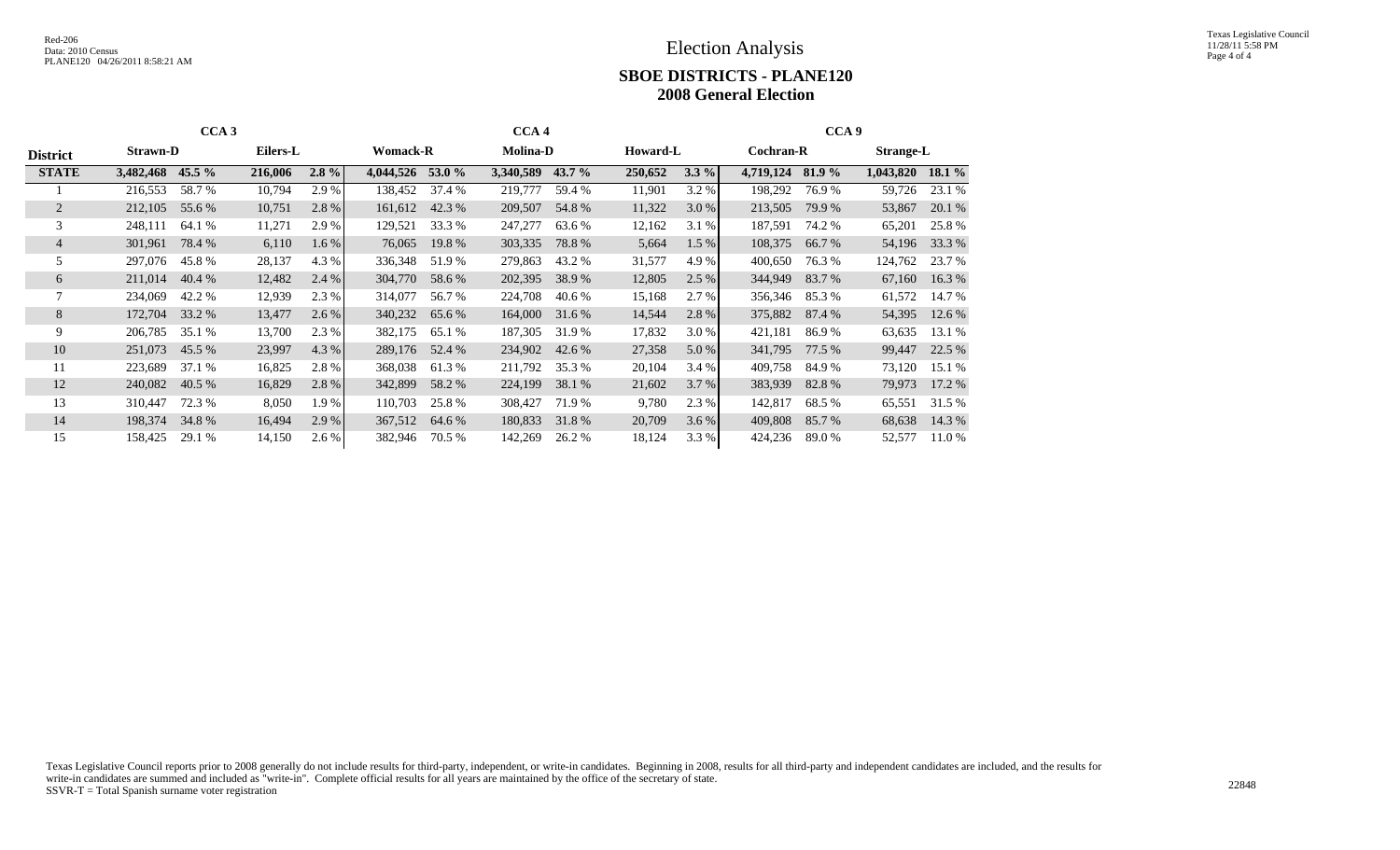# Election Analysis

## SBOE DISTRICTS - PLANE120

## 2008 General Election

| | CCA 3 | | | | | | CCA 4 | | | | CCA 9 | | | |
|---|---|---|---|---|---|---|---|---|---|---|---|---|---|---|
| **District** | **Strawn-D** | | **Eilers-L** | | **Womack-R** | | **Molina-D** | | **Howard-L** | | **Cochran-R** | | **Strange-L** | |
| **STATE** | **3,482,468** | **45.5 %** | **216,006** | **2.8 %** | **4,044,526** | **53.0 %** | **3,340,589** | **43.7 %** | **250,652** | **3.3 %** | **4,719,124** | **81.9 %** | **1,043,820** | **18.1 %** |
| 1 | 216,553 | 58.7 % | 10,794 | 2.9 % | 138,452 | 37.4 % | 219,777 | 59.4 % | 11,901 | 3.2 % | 198,292 | 76.9 % | 59,726 | 23.1 % |
| 2 | 212,105 | 55.6 % | 10,751 | 2.8 % | 161,612 | 42.3 % | 209,507 | 54.8 % | 11,322 | 3.0 % | 213,505 | 79.9 % | 53,867 | 20.1 % |
| 3 | 248,111 | 64.1 % | 11,271 | 2.9 % | 129,521 | 33.3 % | 247,277 | 63.6 % | 12,162 | 3.1 % | 187,591 | 74.2 % | 65,201 | 25.8 % |
| 4 | 301,961 | 78.4 % | 6,110 | 1.6 % | 76,065 | 19.8 % | 303,335 | 78.8 % | 5,664 | 1.5 % | 108,375 | 66.7 % | 54,196 | 33.3 % |
| 5 | 297,076 | 45.8 % | 28,137 | 4.3 % | 336,348 | 51.9 % | 279,863 | 43.2 % | 31,577 | 4.9 % | 400,650 | 76.3 % | 124,762 | 23.7 % |
| 6 | 211,014 | 40.4 % | 12,482 | 2.4 % | 304,770 | 58.6 % | 202,395 | 38.9 % | 12,805 | 2.5 % | 344,949 | 83.7 % | 67,160 | 16.3 % |
| 7 | 234,069 | 42.2 % | 12,939 | 2.3 % | 314,077 | 56.7 % | 224,708 | 40.6 % | 15,168 | 2.7 % | 356,346 | 85.3 % | 61,572 | 14.7 % |
| 8 | 172,704 | 33.2 % | 13,477 | 2.6 % | 340,232 | 65.6 % | 164,000 | 31.6 % | 14,544 | 2.8 % | 375,882 | 87.4 % | 54,395 | 12.6 % |
| 9 | 206,785 | 35.1 % | 13,700 | 2.3 % | 382,175 | 65.1 % | 187,305 | 31.9 % | 17,832 | 3.0 % | 421,181 | 86.9 % | 63,635 | 13.1 % |
| 10 | 251,073 | 45.5 % | 23,997 | 4.3 % | 289,176 | 52.4 % | 234,902 | 42.6 % | 27,358 | 5.0 % | 341,795 | 77.5 % | 99,447 | 22.5 % |
| 11 | 223,689 | 37.1 % | 16,825 | 2.8 % | 368,038 | 61.3 % | 211,792 | 35.3 % | 20,104 | 3.4 % | 409,758 | 84.9 % | 73,120 | 15.1 % |
| 12 | 240,082 | 40.5 % | 16,829 | 2.8 % | 342,899 | 58.2 % | 224,199 | 38.1 % | 21,602 | 3.7 % | 383,939 | 82.8 % | 79,973 | 17.2 % |
| 13 | 310,447 | 72.3 % | 8,050 | 1.9 % | 110,703 | 25.8 % | 308,427 | 71.9 % | 9,780 | 2.3 % | 142,817 | 68.5 % | 65,551 | 31.5 % |
| 14 | 198,374 | 34.8 % | 16,494 | 2.9 % | 367,512 | 64.6 % | 180,833 | 31.8 % | 20,709 | 3.6 % | 409,808 | 85.7 % | 68,638 | 14.3 % |
| 15 | 158,425 | 29.1 % | 14,150 | 2.6 % | 382,946 | 70.5 % | 142,269 | 26.2 % | 18,124 | 3.3 % | 424,236 | 89.0 % | 52,577 | 11.0 % |

Texas Legislative Council reports prior to 2008 generally do not include results for third-party, independent, or write-in candidates. Beginning in 2008, results for all third-party and independent candidates are included, and the results for write-in candidates are summed and included as "write-in". Complete official results for all years are maintained by the office of the secretary of state.
SSVR-T = Total Spanish surname voter registration